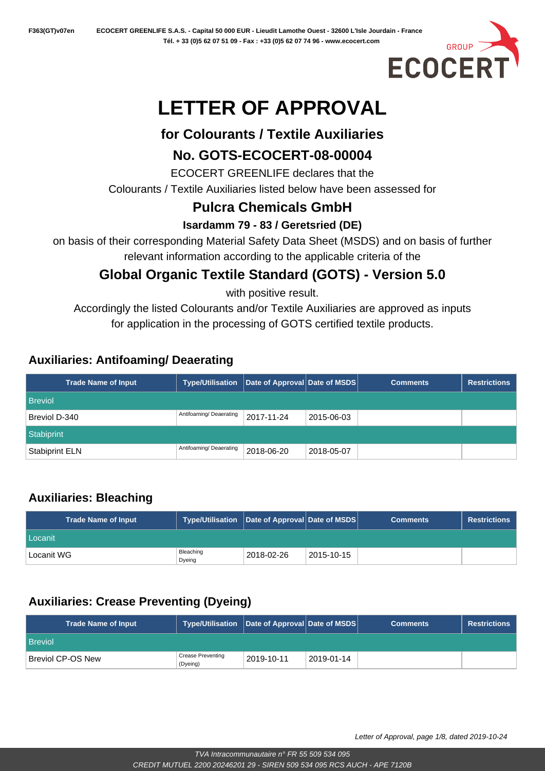F363(GT)v07en ECOCERT GREENLIFE S.A.S. - Capital 50 000 EUR - Lieudit Lamothe Ouest - 32600 L'Isle Jourdain - France
Tél. + 33 (0)5 62 07 51 09 - Fax : +33 (0)5 62 07 74 96 - www.ecocert.com

# LETTER OF APPROVAL

## for Colourants / Textile Auxiliaries

## No. GOTS-ECOCERT-08-00004

ECOCERT GREENLIFE declares that the
Colourants / Textile Auxiliaries listed below have been assessed for

## Pulcra Chemicals GmbH

**Isardamm 79 - 83 / Geretsried (DE)**

on basis of their corresponding Material Safety Data Sheet (MSDS) and on basis of further relevant information according to the applicable criteria of the

## Global Organic Textile Standard (GOTS) - Version 5.0

with positive result.

Accordingly the listed Colourants and/or Textile Auxiliaries are approved as inputs for application in the processing of GOTS certified textile products.

### Auxiliaries: Antifoaming/ Deaerating

| Trade Name of Input | Type/Utilisation | Date of Approval | Date of MSDS | Comments | Restrictions |
|---|---|---|---|---|---|
| Breviol | | | | | |
| Breviol D-340 | Antifoaming/ Deaerating | 2017-11-24 | 2015-06-03 | | |
| Stabiprint | | | | | |
| Stabiprint ELN | Antifoaming/ Deaerating | 2018-06-20 | 2018-05-07 | | |

### Auxiliaries: Bleaching

| Trade Name of Input | Type/Utilisation | Date of Approval | Date of MSDS | Comments | Restrictions |
|---|---|---|---|---|---|
| Locanit | | | | | |
| Locanit WG | Bleaching Dyeing | 2018-02-26 | 2015-10-15 | | |

### Auxiliaries: Crease Preventing (Dyeing)

| Trade Name of Input | Type/Utilisation | Date of Approval | Date of MSDS | Comments | Restrictions |
|---|---|---|---|---|---|
| Breviol | | | | | |
| Breviol CP-OS New | Crease Preventing (Dyeing) | 2019-10-11 | 2019-01-14 | | |

*Letter of Approval, page 1/8, dated 2019-10-24*

*TVA Intracommunautaire n° FR 55 509 534 095*
*CREDIT MUTUEL 2200 20246201 29 - SIREN 509 534 095 RCS AUCH - APE 7120B*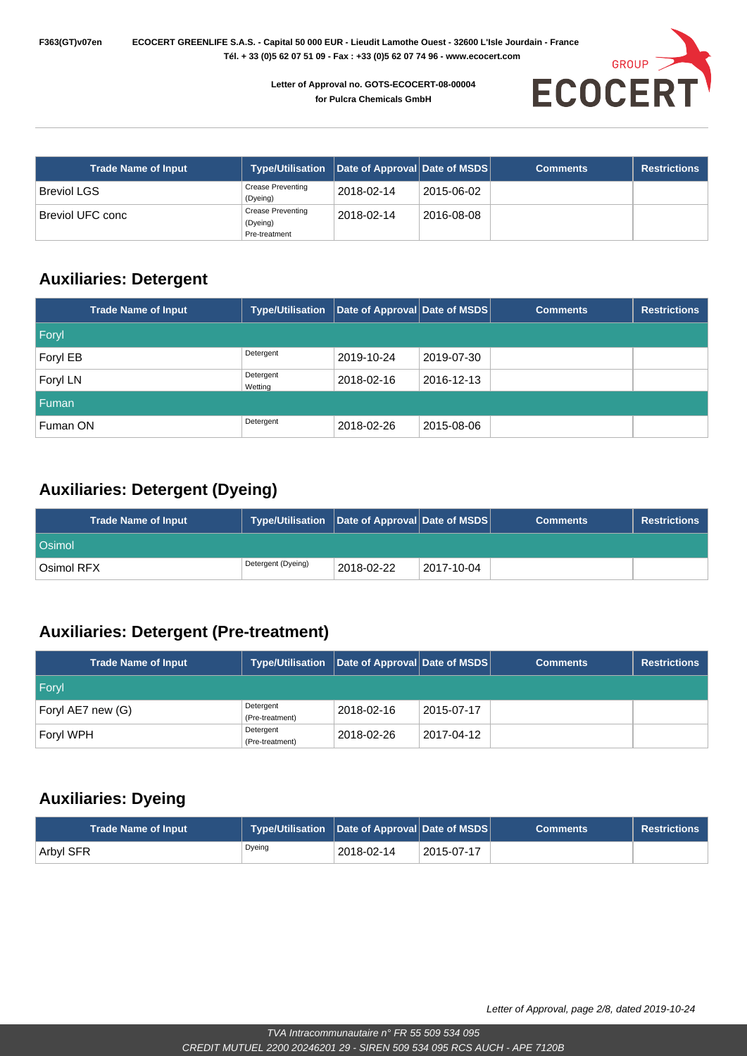| Trade Name of Input | Type/Utilisation | Date of Approval | Date of MSDS | Comments | Restrictions |
|---|---|---|---|---|---|
| Breviol LGS | Crease Preventing (Dyeing) | 2018-02-14 | 2015-06-02 | | |
| Breviol UFC conc | Crease Preventing (Dyeing) Pre-treatment | 2018-02-14 | 2016-08-08 | | |

## Auxiliaries: Detergent

| Trade Name of Input | Type/Utilisation | Date of Approval | Date of MSDS | Comments | Restrictions |
|---|---|---|---|---|---|
| Foryl | | | | | |
| Foryl EB | Detergent | 2019-10-24 | 2019-07-30 | | |
| Foryl LN | Detergent Wetting | 2018-02-16 | 2016-12-13 | | |
| Fuman | | | | | |
| Fuman ON | Detergent | 2018-02-26 | 2015-08-06 | | |

## Auxiliaries: Detergent (Dyeing)

| Trade Name of Input | Type/Utilisation | Date of Approval | Date of MSDS | Comments | Restrictions |
|---|---|---|---|---|---|
| Osimol | | | | | |
| Osimol RFX | Detergent (Dyeing) | 2018-02-22 | 2017-10-04 | | |

## Auxiliaries: Detergent (Pre-treatment)

| Trade Name of Input | Type/Utilisation | Date of Approval | Date of MSDS | Comments | Restrictions |
|---|---|---|---|---|---|
| Foryl | | | | | |
| Foryl AE7 new (G) | Detergent (Pre-treatment) | 2018-02-16 | 2015-07-17 | | |
| Foryl WPH | Detergent (Pre-treatment) | 2018-02-26 | 2017-04-12 | | |

## Auxiliaries: Dyeing

| Trade Name of Input | Type/Utilisation | Date of Approval | Date of MSDS | Comments | Restrictions |
|---|---|---|---|---|---|
| Arbyl SFR | Dyeing | 2018-02-14 | 2015-07-17 | | |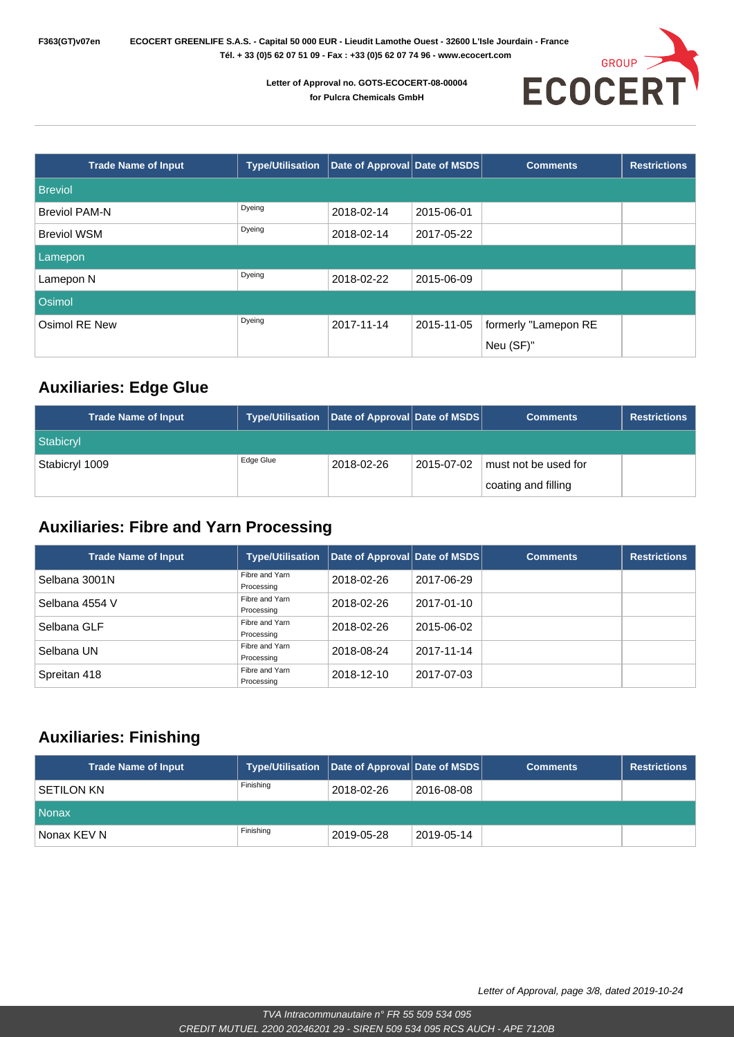| Trade Name of Input | Type/Utilisation | Date of Approval | Date of MSDS | Comments | Restrictions |
|---|---|---|---|---|---|
| Breviol | | | | | |
| Breviol PAM-N | Dyeing | 2018-02-14 | 2015-06-01 | | |
| Breviol WSM | Dyeing | 2018-02-14 | 2017-05-22 | | |
| Lamepon | | | | | |
| Lamepon N | Dyeing | 2018-02-22 | 2015-06-09 | | |
| Osimol | | | | | |
| Osimol RE New | Dyeing | 2017-11-14 | 2015-11-05 | formerly "Lamepon RE Neu (SF)" | |

## Auxiliaries: Edge Glue

| Trade Name of Input | Type/Utilisation | Date of Approval | Date of MSDS | Comments | Restrictions |
|---|---|---|---|---|---|
| Stabicryl | | | | | |
| Stabicryl 1009 | Edge Glue | 2018-02-26 | 2015-07-02 | must not be used for coating and filling | |

## Auxiliaries: Fibre and Yarn Processing

| Trade Name of Input | Type/Utilisation | Date of Approval | Date of MSDS | Comments | Restrictions |
|---|---|---|---|---|---|
| Selbana 3001N | Fibre and Yarn Processing | 2018-02-26 | 2017-06-29 | | |
| Selbana 4554 V | Fibre and Yarn Processing | 2018-02-26 | 2017-01-10 | | |
| Selbana GLF | Fibre and Yarn Processing | 2018-02-26 | 2015-06-02 | | |
| Selbana UN | Fibre and Yarn Processing | 2018-08-24 | 2017-11-14 | | |
| Spreitan 418 | Fibre and Yarn Processing | 2018-12-10 | 2017-07-03 | | |

## Auxiliaries: Finishing

| Trade Name of Input | Type/Utilisation | Date of Approval | Date of MSDS | Comments | Restrictions |
|---|---|---|---|---|---|
| SETILON KN | Finishing | 2018-02-26 | 2016-08-08 | | |
| Nonax | | | | | |
| Nonax KEV N | Finishing | 2019-05-28 | 2019-05-14 | | |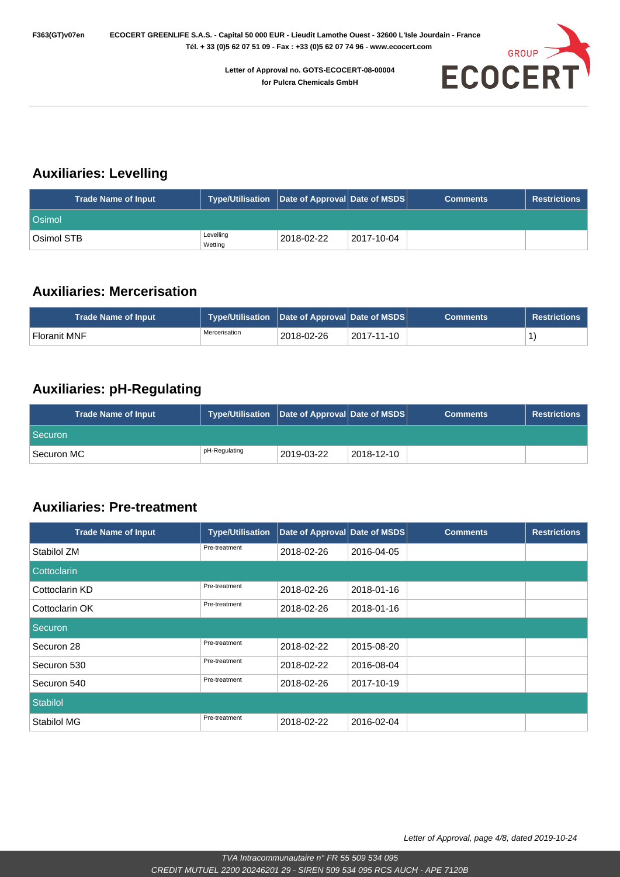## Auxiliaries: Levelling

| Trade Name of Input | Type/Utilisation | Date of Approval | Date of MSDS | Comments | Restrictions |
|---|---|---|---|---|---|
| Osimol | | | | | |
| Osimol STB | Levelling Wetting | 2018-02-22 | 2017-10-04 | | |

## Auxiliaries: Mercerisation

| Trade Name of Input | Type/Utilisation | Date of Approval | Date of MSDS | Comments | Restrictions |
|---|---|---|---|---|---|
| Floranit MNF | Mercerisation | 2018-02-26 | 2017-11-10 | | 1) |

## Auxiliaries: pH-Regulating

| Trade Name of Input | Type/Utilisation | Date of Approval | Date of MSDS | Comments | Restrictions |
|---|---|---|---|---|---|
| Securon | | | | | |
| Securon MC | pH-Regulating | 2019-03-22 | 2018-12-10 | | |

## Auxiliaries: Pre-treatment

| Trade Name of Input | Type/Utilisation | Date of Approval | Date of MSDS | Comments | Restrictions |
|---|---|---|---|---|---|
| Stabilol ZM | Pre-treatment | 2018-02-26 | 2016-04-05 | | |
| Cottoclarin | | | | | |
| Cottoclarin KD | Pre-treatment | 2018-02-26 | 2018-01-16 | | |
| Cottoclarin OK | Pre-treatment | 2018-02-26 | 2018-01-16 | | |
| Securon | | | | | |
| Securon 28 | Pre-treatment | 2018-02-22 | 2015-08-20 | | |
| Securon 530 | Pre-treatment | 2018-02-22 | 2016-08-04 | | |
| Securon 540 | Pre-treatment | 2018-02-26 | 2017-10-19 | | |
| Stabilol | | | | | |
| Stabilol MG | Pre-treatment | 2018-02-22 | 2016-02-04 | | |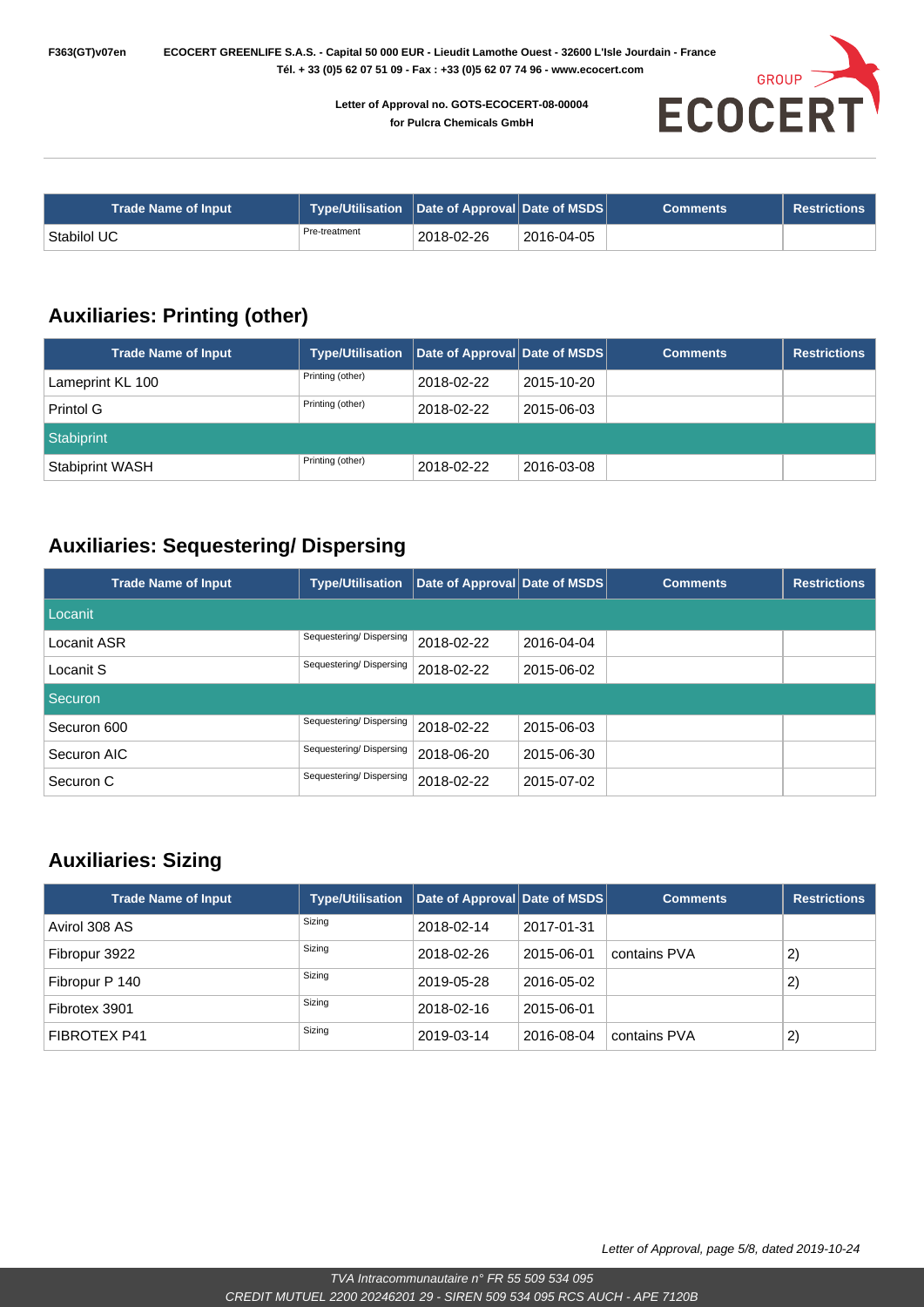| Trade Name of Input | Type/Utilisation | Date of Approval | Date of MSDS | Comments | Restrictions |
|---|---|---|---|---|---|
| Stabilol UC | Pre-treatment | 2018-02-26 | 2016-04-05 | | |

## Auxiliaries: Printing (other)

| Trade Name of Input | Type/Utilisation | Date of Approval | Date of MSDS | Comments | Restrictions |
|---|---|---|---|---|---|
| Lameprint KL 100 | Printing (other) | 2018-02-22 | 2015-10-20 | | |
| Printol G | Printing (other) | 2018-02-22 | 2015-06-03 | | |
| Stabiprint | | | | | |
| Stabiprint WASH | Printing (other) | 2018-02-22 | 2016-03-08 | | |

## Auxiliaries: Sequestering/ Dispersing

| Trade Name of Input | Type/Utilisation | Date of Approval | Date of MSDS | Comments | Restrictions |
|---|---|---|---|---|---|
| Locanit | | | | | |
| Locanit ASR | Sequestering/ Dispersing | 2018-02-22 | 2016-04-04 | | |
| Locanit S | Sequestering/ Dispersing | 2018-02-22 | 2015-06-02 | | |
| Securon | | | | | |
| Securon 600 | Sequestering/ Dispersing | 2018-02-22 | 2015-06-03 | | |
| Securon AIC | Sequestering/ Dispersing | 2018-06-20 | 2015-06-30 | | |
| Securon C | Sequestering/ Dispersing | 2018-02-22 | 2015-07-02 | | |

## Auxiliaries: Sizing

| Trade Name of Input | Type/Utilisation | Date of Approval | Date of MSDS | Comments | Restrictions |
|---|---|---|---|---|---|
| Avirol 308 AS | Sizing | 2018-02-14 | 2017-01-31 | | |
| Fibropur 3922 | Sizing | 2018-02-26 | 2015-06-01 | contains PVA | 2) |
| Fibropur P 140 | Sizing | 2019-05-28 | 2016-05-02 | | 2) |
| Fibrotex 3901 | Sizing | 2018-02-16 | 2015-06-01 | | |
| FIBROTEX P41 | Sizing | 2019-03-14 | 2016-08-04 | contains PVA | 2) |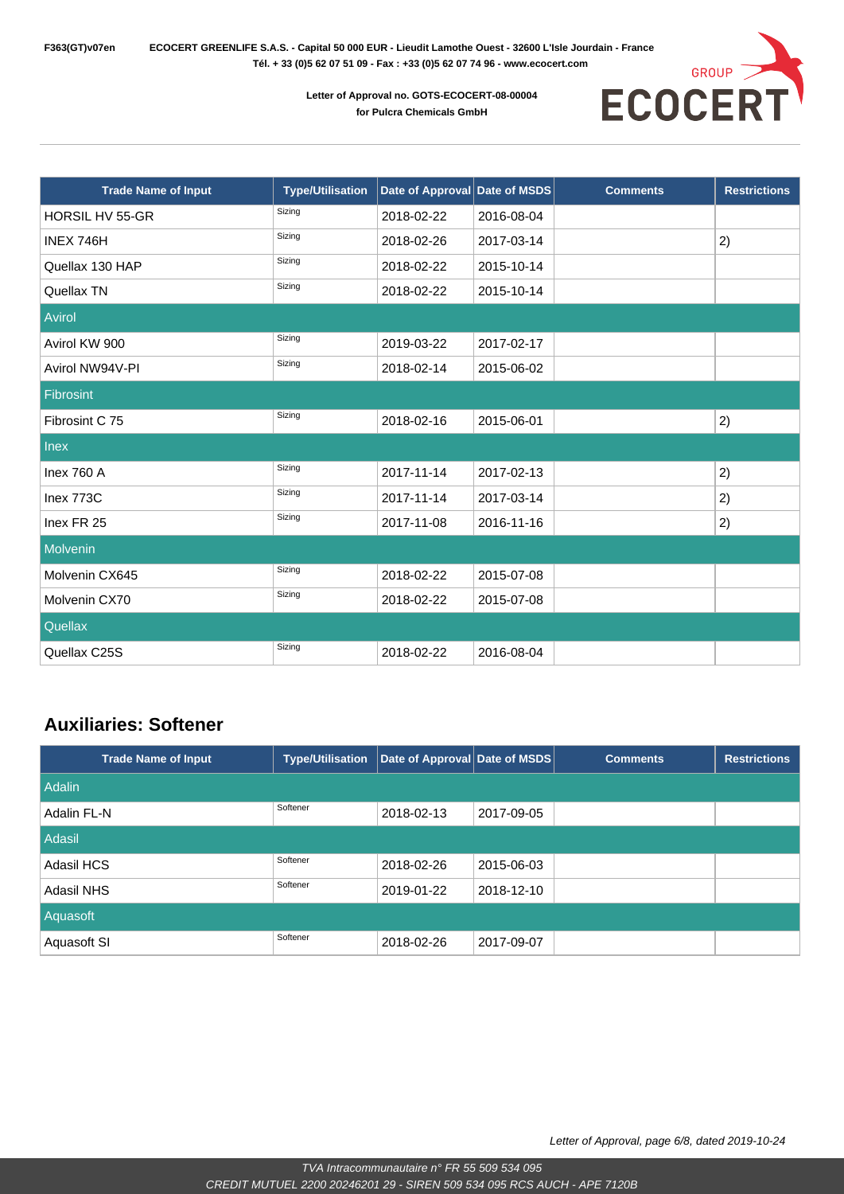Letter of Approval no. GOTS-ECOCERT-08-00004
for Pulcra Chemicals GmbH

| Trade Name of Input | Type/Utilisation | Date of Approval | Date of MSDS | Comments | Restrictions |
|---|---|---|---|---|---|
| HORSIL HV 55-GR | Sizing | 2018-02-22 | 2016-08-04 | | |
| INEX 746H | Sizing | 2018-02-26 | 2017-03-14 | | 2) |
| Quellax 130 HAP | Sizing | 2018-02-22 | 2015-10-14 | | |
| Quellax TN | Sizing | 2018-02-22 | 2015-10-14 | | |
| Avirol | | | | | |
| Avirol KW 900 | Sizing | 2019-03-22 | 2017-02-17 | | |
| Avirol NW94V-PI | Sizing | 2018-02-14 | 2015-06-02 | | |
| Fibrosint | | | | | |
| Fibrosint C 75 | Sizing | 2018-02-16 | 2015-06-01 | | 2) |
| Inex | | | | | |
| Inex 760 A | Sizing | 2017-11-14 | 2017-02-13 | | 2) |
| Inex 773C | Sizing | 2017-11-14 | 2017-03-14 | | 2) |
| Inex FR 25 | Sizing | 2017-11-08 | 2016-11-16 | | 2) |
| Molvenin | | | | | |
| Molvenin CX645 | Sizing | 2018-02-22 | 2015-07-08 | | |
| Molvenin CX70 | Sizing | 2018-02-22 | 2015-07-08 | | |
| Quellax | | | | | |
| Quellax C25S | Sizing | 2018-02-22 | 2016-08-04 | | |

## Auxiliaries: Softener

| Trade Name of Input | Type/Utilisation | Date of Approval | Date of MSDS | Comments | Restrictions |
|---|---|---|---|---|---|
| Adalin | | | | | |
| Adalin FL-N | Softener | 2018-02-13 | 2017-09-05 | | |
| Adasil | | | | | |
| Adasil HCS | Softener | 2018-02-26 | 2015-06-03 | | |
| Adasil NHS | Softener | 2019-01-22 | 2018-12-10 | | |
| Aquasoft | | | | | |
| Aquasoft SI | Softener | 2018-02-26 | 2017-09-07 | | |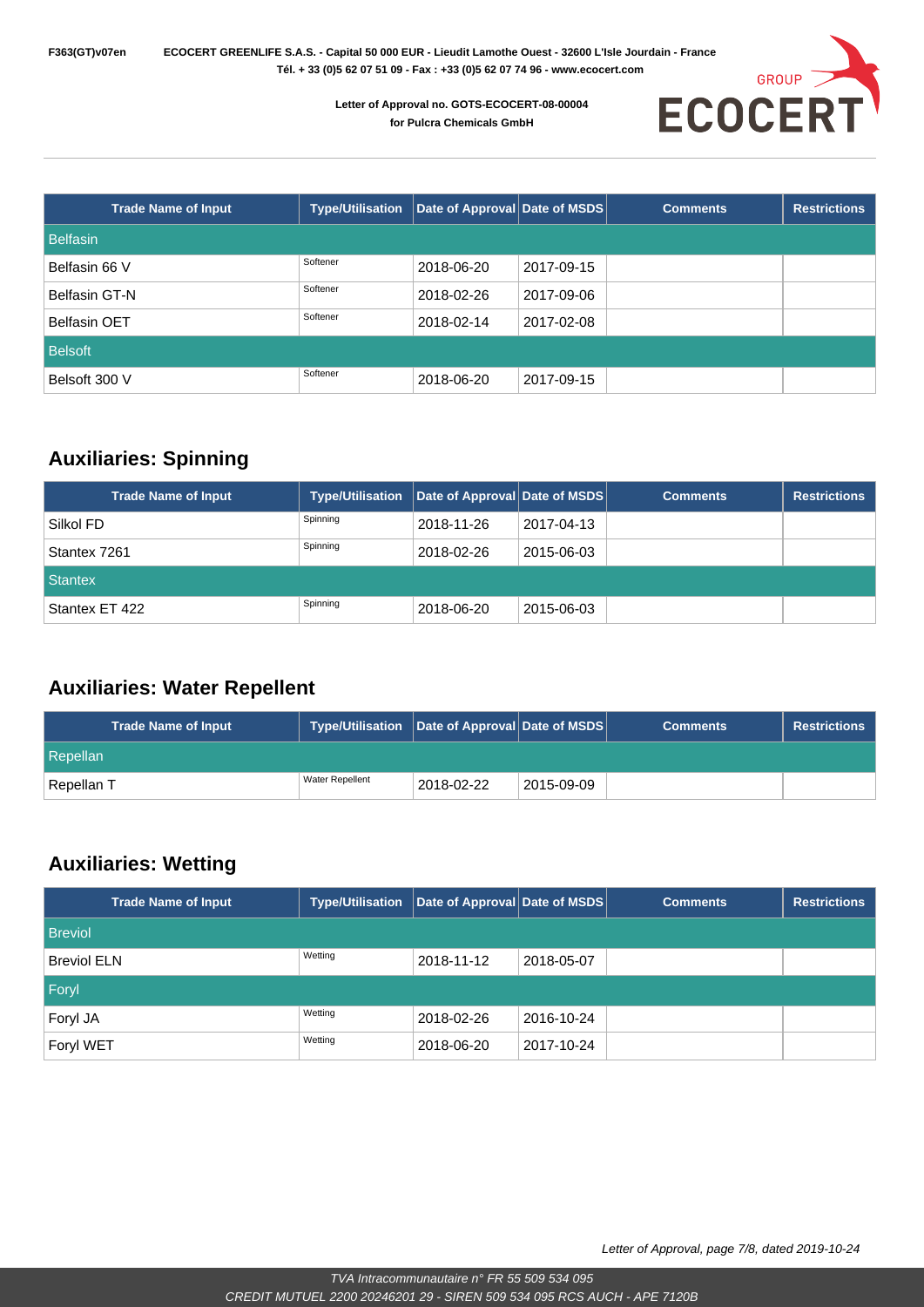F363(GT)v07en ECOCERT GREENLIFE S.A.S. - Capital 50 000 EUR - Lieudit Lamothe Ouest - 32600 L'Isle Jourdain - France
Tél. + 33 (0)5 62 07 51 09 - Fax : +33 (0)5 62 07 74 96 - www.ecocert.com

Letter of Approval no. GOTS-ECOCERT-08-00004
for Pulcra Chemicals GmbH

| Trade Name of Input | Type/Utilisation | Date of Approval | Date of MSDS | Comments | Restrictions |
|---|---|---|---|---|---|
| Belfasin | | | | | |
| Belfasin 66 V | Softener | 2018-06-20 | 2017-09-15 | | |
| Belfasin GT-N | Softener | 2018-02-26 | 2017-09-06 | | |
| Belfasin OET | Softener | 2018-02-14 | 2017-02-08 | | |
| Belsoft | | | | | |
| Belsoft 300 V | Softener | 2018-06-20 | 2017-09-15 | | |

## Auxiliaries: Spinning

| Trade Name of Input | Type/Utilisation | Date of Approval | Date of MSDS | Comments | Restrictions |
|---|---|---|---|---|---|
| Silkol FD | Spinning | 2018-11-26 | 2017-04-13 | | |
| Stantex 7261 | Spinning | 2018-02-26 | 2015-06-03 | | |
| Stantex | | | | | |
| Stantex ET 422 | Spinning | 2018-06-20 | 2015-06-03 | | |

## Auxiliaries: Water Repellent

| Trade Name of Input | Type/Utilisation | Date of Approval | Date of MSDS | Comments | Restrictions |
|---|---|---|---|---|---|
| Repellan | | | | | |
| Repellan T | Water Repellent | 2018-02-22 | 2015-09-09 | | |

## Auxiliaries: Wetting

| Trade Name of Input | Type/Utilisation | Date of Approval | Date of MSDS | Comments | Restrictions |
|---|---|---|---|---|---|
| Breviol | | | | | |
| Breviol ELN | Wetting | 2018-11-12 | 2018-05-07 | | |
| Foryl | | | | | |
| Foryl JA | Wetting | 2018-02-26 | 2016-10-24 | | |
| Foryl WET | Wetting | 2018-06-20 | 2017-10-24 | | |

*Letter of Approval, page 7/8, dated 2019-10-24*

*TVA Intracommunautaire n° FR 55 509 534 095*
*CREDIT MUTUEL 2200 20246201 29 - SIREN 509 534 095 RCS AUCH - APE 7120B*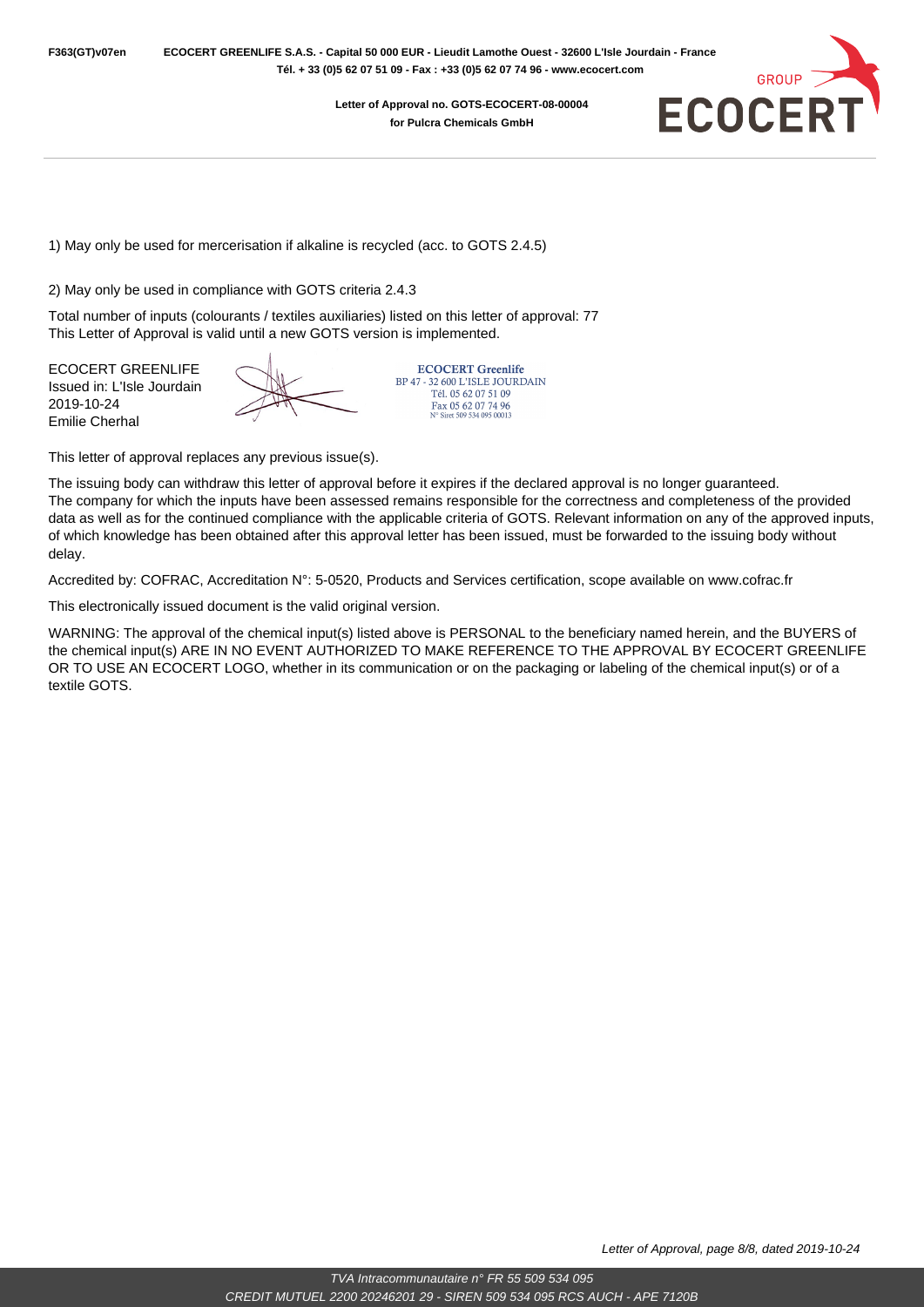1) May only be used for mercerisation if alkaline is recycled (acc. to GOTS 2.4.5)

2) May only be used in compliance with GOTS criteria 2.4.3

Total number of inputs (colourants / textiles auxiliaries) listed on this letter of approval: 77
This Letter of Approval is valid until a new GOTS version is implemented.

ECOCERT GREENLIFE
Issued in: L'Isle Jourdain
2019-10-24
Emilie Cherhal

ECOCERT Greenlife
BP 47 - 32 600 L'ISLE JOURDAIN
Tél. 05 62 07 51 09
Fax 05 62 07 74 96
N° Siret 509 534 095 00013

This letter of approval replaces any previous issue(s).

The issuing body can withdraw this letter of approval before it expires if the declared approval is no longer guaranteed. The company for which the inputs have been assessed remains responsible for the correctness and completeness of the provided data as well as for the continued compliance with the applicable criteria of GOTS. Relevant information on any of the approved inputs, of which knowledge has been obtained after this approval letter has been issued, must be forwarded to the issuing body without delay.

Accredited by: COFRAC, Accreditation N°: 5-0520, Products and Services certification, scope available on www.cofrac.fr

This electronically issued document is the valid original version.

WARNING: The approval of the chemical input(s) listed above is PERSONAL to the beneficiary named herein, and the BUYERS of the chemical input(s) ARE IN NO EVENT AUTHORIZED TO MAKE REFERENCE TO THE APPROVAL BY ECOCERT GREENLIFE OR TO USE AN ECOCERT LOGO, whether in its communication or on the packaging or labeling of the chemical input(s) or of a textile GOTS.